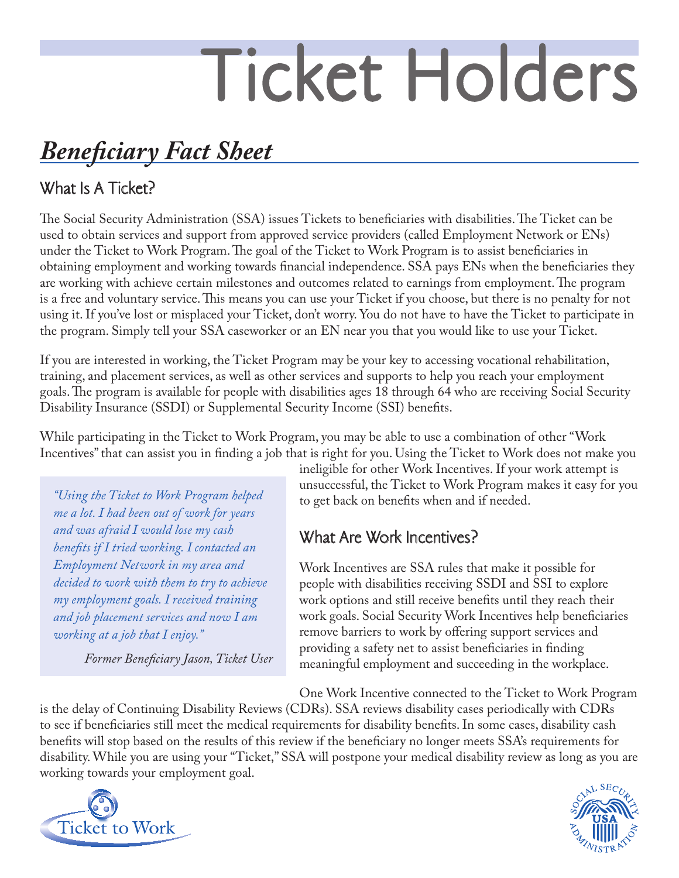# Ticket Holders

## *Beneficiary Fact Sheet*

### What Is A Ticket?

The Social Security Administration (SSA) issues Tickets to beneficiaries with disabilities. The Ticket can be used to obtain services and support from approved service providers (called Employment Network or ENs) under the Ticket to Work Program. The goal of the Ticket to Work Program is to assist beneficiaries in obtaining employment and working towards financial independence. SSA pays ENs when the beneficiaries they are working with achieve certain milestones and outcomes related to earnings from employment. The program is a free and voluntary service. This means you can use your Ticket if you choose, but there is no penalty for not using it. If you've lost or misplaced your Ticket, don't worry. You do not have to have the Ticket to participate in the program. Simply tell your SSA caseworker or an EN near you that you would like to use your Ticket.

If you are interested in working, the Ticket Program may be your key to accessing vocational rehabilitation, training, and placement services, as well as other services and supports to help you reach your employment goals. The program is available for people with disabilities ages 18 through 64 who are receiving Social Security Disability Insurance (SSDI) or Supplemental Security Income (SSI) benefits.

While participating in the Ticket to Work Program, you may be able to use a combination of other "Work Incentives" that can assist you in finding a job that is right for you. Using the Ticket to Work does not make you ineligible for other Work Incentives. If your work attempt is unsuccessful, the Ticket to Work Program makes it easy for you to get back on benefits when and if needed.

> *"Using the Ticket to Work Program helped me a lot. I had been out of work for years and was afraid I would lose my cash benefits if I tried working. I contacted an Employment Network in my area and decided to work with them to try to achieve my employment goals. I received training and job placement services and now I am working at a job that I enjoy."*
>
> *Former Beneficiary Jason, Ticket User*

### What Are Work Incentives?

Work Incentives are SSA rules that make it possible for people with disabilities receiving SSDI and SSI to explore work options and still receive benefits until they reach their work goals. Social Security Work Incentives help beneficiaries remove barriers to work by offering support services and providing a safety net to assist beneficiaries in finding meaningful employment and succeeding in the workplace.

One Work Incentive connected to the Ticket to Work Program is the delay of Continuing Disability Reviews (CDRs). SSA reviews disability cases periodically with CDRs to see if beneficiaries still meet the medical requirements for disability benefits. In some cases, disability cash benefits will stop based on the results of this review if the beneficiary no longer meets SSA's requirements for disability. While you are using your "Ticket," SSA will postpone your medical disability review as long as you are working towards your employment goal.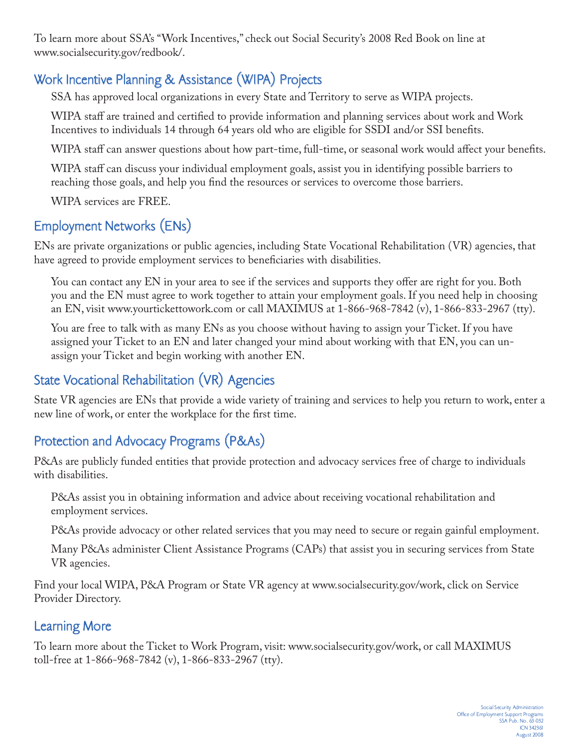To learn more about SSA's "Work Incentives," check out Social Security's 2008 Red Book on line at www.socialsecurity.gov/redbook/.

## Work Incentive Planning & Assistance (WIPA) Projects

SSA has approved local organizations in every State and Territory to serve as WIPA projects.

WIPA staff are trained and certified to provide information and planning services about work and Work Incentives to individuals 14 through 64 years old who are eligible for SSDI and/or SSI benefits.

WIPA staff can answer questions about how part-time, full-time, or seasonal work would affect your benefits.

WIPA staff can discuss your individual employment goals, assist you in identifying possible barriers to reaching those goals, and help you find the resources or services to overcome those barriers.

WIPA services are FREE.

## Employment Networks (ENs)

ENs are private organizations or public agencies, including State Vocational Rehabilitation (VR) agencies, that have agreed to provide employment services to beneficiaries with disabilities.

You can contact any EN in your area to see if the services and supports they offer are right for you. Both you and the EN must agree to work together to attain your employment goals. If you need help in choosing an EN, visit www.yourtickettowork.com or call MAXIMUS at 1-866-968-7842 (v), 1-866-833-2967 (tty).

You are free to talk with as many ENs as you choose without having to assign your Ticket. If you have assigned your Ticket to an EN and later changed your mind about working with that EN, you can un-assign your Ticket and begin working with another EN.

## State Vocational Rehabilitation (VR) Agencies

State VR agencies are ENs that provide a wide variety of training and services to help you return to work, enter a new line of work, or enter the workplace for the first time.

## Protection and Advocacy Programs (P&As)

P&As are publicly funded entities that provide protection and advocacy services free of charge to individuals with disabilities.

P&As assist you in obtaining information and advice about receiving vocational rehabilitation and employment services.

P&As provide advocacy or other related services that you may need to secure or regain gainful employment.

Many P&As administer Client Assistance Programs (CAPs) that assist you in securing services from State VR agencies.

Find your local WIPA, P&A Program or State VR agency at www.socialsecurity.gov/work, click on Service Provider Directory.

## Learning More

To learn more about the Ticket to Work Program, visit: www.socialsecurity.gov/work, or call MAXIMUS toll-free at 1-866-968-7842 (v), 1-866-833-2967 (tty).

Social Security Administration
Office of Employment Support Programs
SSA Pub. No. 63-032
ICN 342361
August 2008